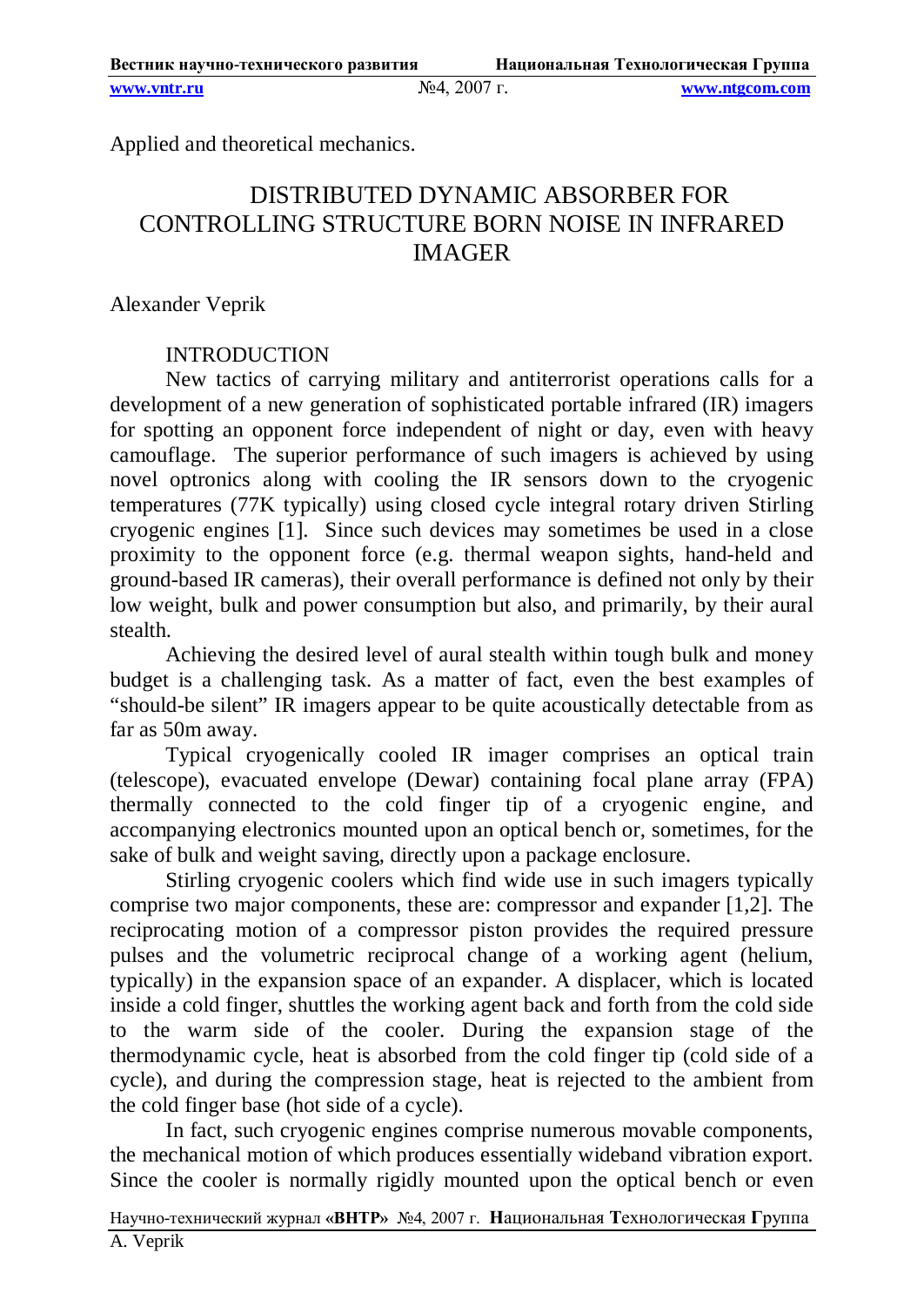Applied and theoretical mechanics.

# DISTRIBUTED DYNAMIC ABSORBER FOR CONTROLLING STRUCTURE BORN NOISE IN INFRARED IMAGER

Alexander Veprik

## INTRODUCTION

New tactics of carrying military and antiterrorist operations calls for a development of a new generation of sophisticated portable infrared (IR) imagers for spotting an opponent force independent of night or day, even with heavy camouflage. The superior performance of such imagers is achieved by using novel optronics along with cooling the IR sensors down to the cryogenic temperatures (77K typically) using closed cycle integral rotary driven Stirling cryogenic engines [1]. Since such devices may sometimes be used in a close proximity to the opponent force (e.g. thermal weapon sights, hand-held and ground-based IR cameras), their overall performance is defined not only by their low weight, bulk and power consumption but also, and primarily, by their aural stealth.

Achieving the desired level of aural stealth within tough bulk and money budget is a challenging task. As a matter of fact, even the best examples of "should-be silent" IR imagers appear to be quite acoustically detectable from as far as 50m away.

Typical cryogenically cooled IR imager comprises an optical train (telescope), evacuated envelope (Dewar) containing focal plane array (FPA) thermally connected to the cold finger tip of a cryogenic engine, and accompanying electronics mounted upon an optical bench or, sometimes, for the sake of bulk and weight saving, directly upon a package enclosure.

Stirling cryogenic coolers which find wide use in such imagers typically comprise two major components, these are: compressor and expander [1,2]. The reciprocating motion of a compressor piston provides the required pressure pulses and the volumetric reciprocal change of a working agent (helium, typically) in the expansion space of an expander. A displacer, which is located inside a cold finger, shuttles the working agent back and forth from the cold side to the warm side of the cooler. During the expansion stage of the thermodynamic cycle, heat is absorbed from the cold finger tip (cold side of a cycle), and during the compression stage, heat is rejected to the ambient from the cold finger base (hot side of a cycle).

In fact, such cryogenic engines comprise numerous movable components, the mechanical motion of which produces essentially wideband vibration export. Since the cooler is normally rigidly mounted upon the optical bench or even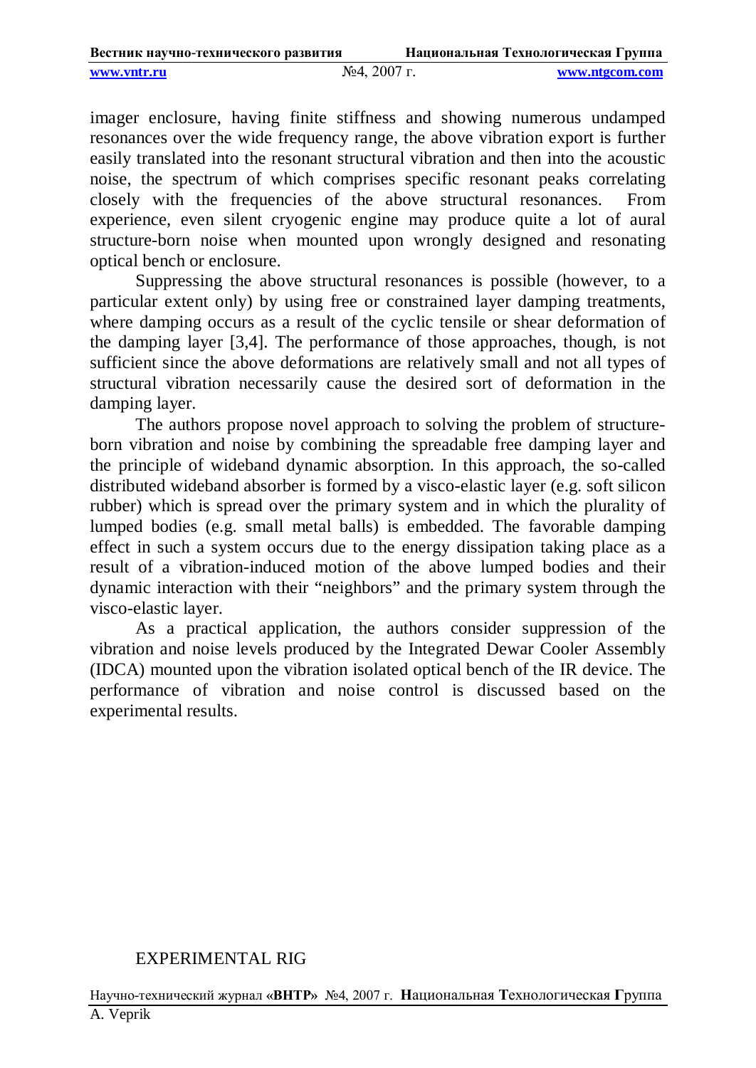imager enclosure, having finite stiffness and showing numerous undamped resonances over the wide frequency range, the above vibration export is further easily translated into the resonant structural vibration and then into the acoustic noise, the spectrum of which comprises specific resonant peaks correlating closely with the frequencies of the above structural resonances. From experience, even silent cryogenic engine may produce quite a lot of aural structure-born noise when mounted upon wrongly designed and resonating optical bench or enclosure.

Suppressing the above structural resonances is possible (however, to a particular extent only) by using free or constrained layer damping treatments, where damping occurs as a result of the cyclic tensile or shear deformation of the damping layer [3,4]. The performance of those approaches, though, is not sufficient since the above deformations are relatively small and not all types of structural vibration necessarily cause the desired sort of deformation in the damping layer.

The authors propose novel approach to solving the problem of structure-born vibration and noise by combining the spreadable free damping layer and the principle of wideband dynamic absorption. In this approach, the so-called distributed wideband absorber is formed by a visco-elastic layer (e.g. soft silicon rubber) which is spread over the primary system and in which the plurality of lumped bodies (e.g. small metal balls) is embedded. The favorable damping effect in such a system occurs due to the energy dissipation taking place as a result of a vibration-induced motion of the above lumped bodies and their dynamic interaction with their "neighbors" and the primary system through the visco-elastic layer.

As a practical application, the authors consider suppression of the vibration and noise levels produced by the Integrated Dewar Cooler Assembly (IDCA) mounted upon the vibration isolated optical bench of the IR device. The performance of vibration and noise control is discussed based on the experimental results.

## EXPERIMENTAL RIG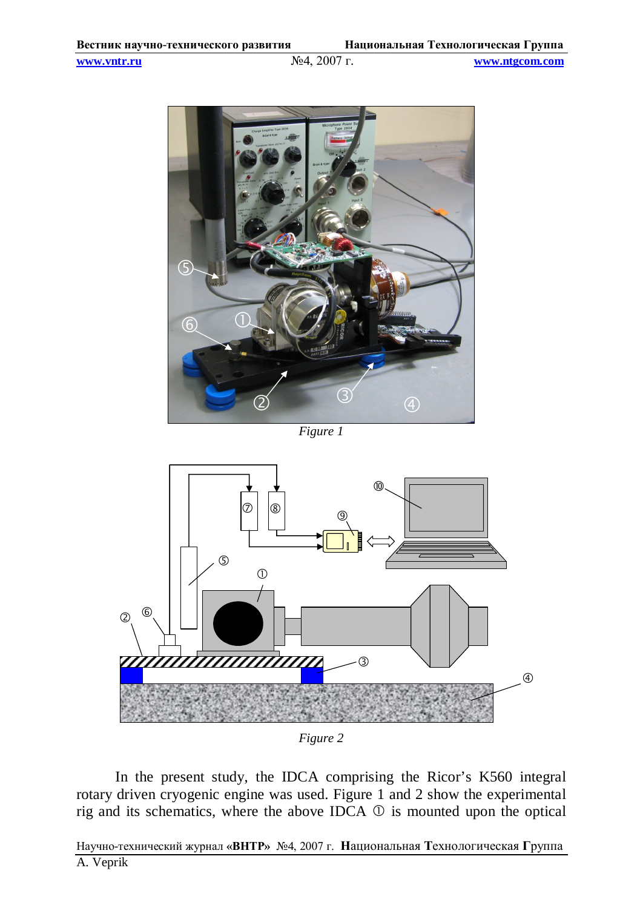*Figure 1*

*Figure 2*

In the present study, the IDCA comprising the Ricor's K560 integral rotary driven cryogenic engine was used. Figure 1 and 2 show the experimental rig and its schematics, where the above IDCA ① is mounted upon the optical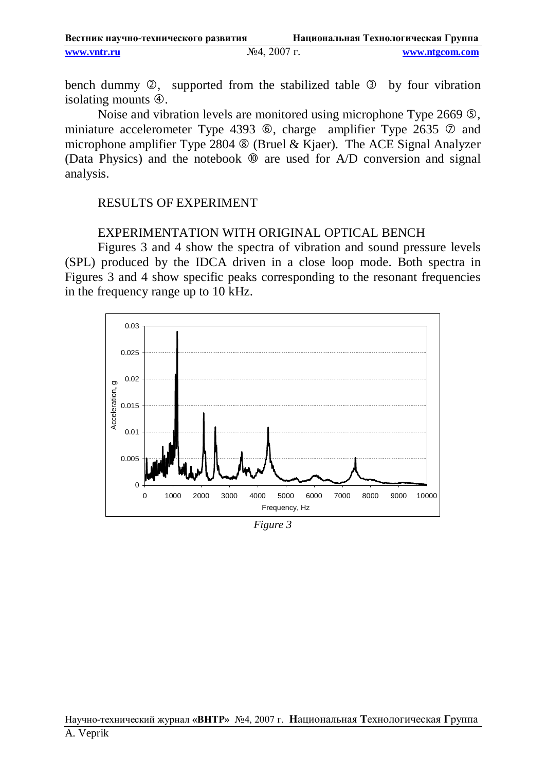bench dummy ②, supported from the stabilized table ③ by four vibration isolating mounts ④.

Noise and vibration levels are monitored using microphone Type 2669 ⑤, miniature accelerometer Type 4393 ⑥, charge amplifier Type 2635 ⑦ and microphone amplifier Type 2804 ⑧ (Bruel & Kjaer). The ACE Signal Analyzer (Data Physics) and the notebook ⑩ are used for A/D conversion and signal analysis.

## RESULTS OF EXPERIMENT

### EXPERIMENTATION WITH ORIGINAL OPTICAL BENCH

Figures 3 and 4 show the spectra of vibration and sound pressure levels (SPL) produced by the IDCA driven in a close loop mode. Both spectra in Figures 3 and 4 show specific peaks corresponding to the resonant frequencies in the frequency range up to 10 kHz.

*Figure 3*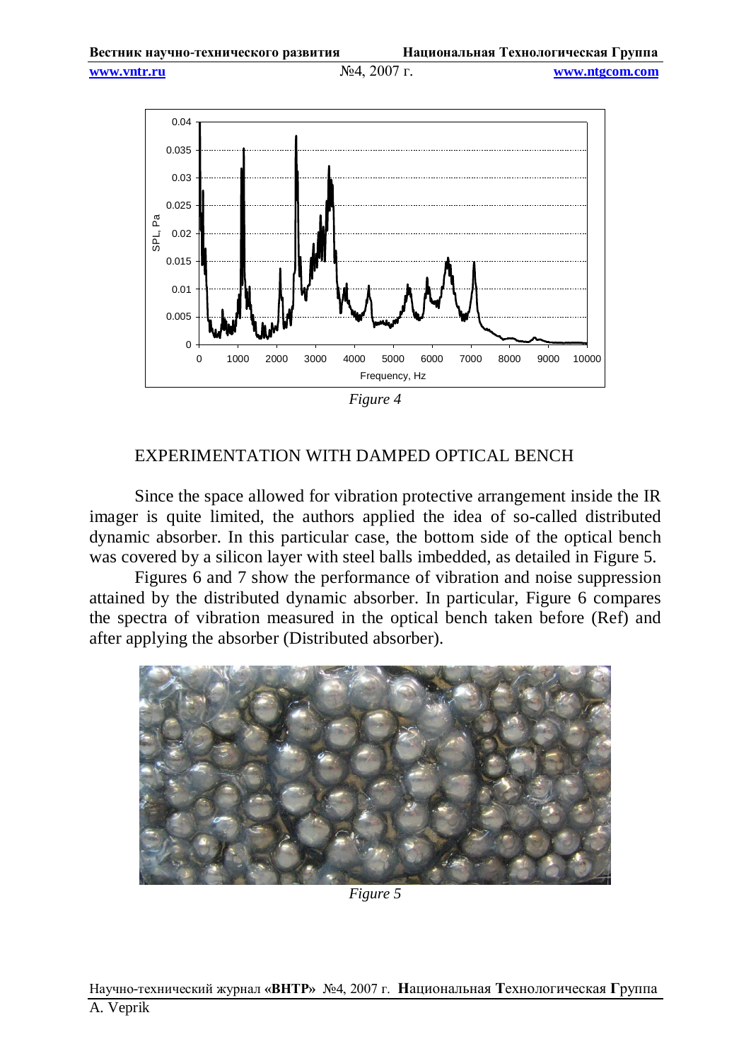*Figure 4*

## EXPERIMENTATION WITH DAMPED OPTICAL BENCH

Since the space allowed for vibration protective arrangement inside the IR imager is quite limited, the authors applied the idea of so-called distributed dynamic absorber. In this particular case, the bottom side of the optical bench was covered by a silicon layer with steel balls imbedded, as detailed in Figure 5.

Figures 6 and 7 show the performance of vibration and noise suppression attained by the distributed dynamic absorber. In particular, Figure 6 compares the spectra of vibration measured in the optical bench taken before (Ref) and after applying the absorber (Distributed absorber).

*Figure 5*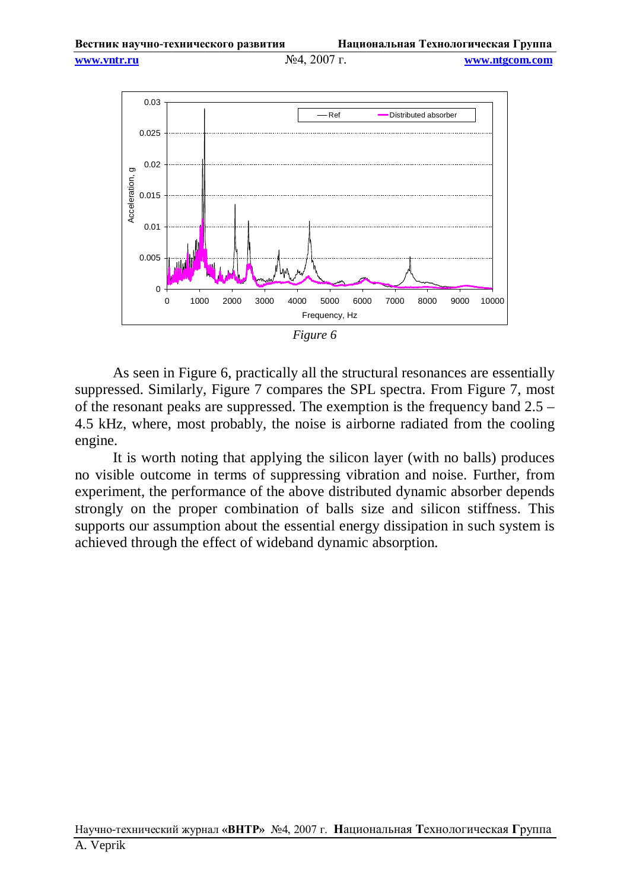*Figure 6*

As seen in Figure 6, practically all the structural resonances are essentially suppressed. Similarly, Figure 7 compares the SPL spectra. From Figure 7, most of the resonant peaks are suppressed. The exemption is the frequency band 2.5 – 4.5 kHz, where, most probably, the noise is airborne radiated from the cooling engine.

It is worth noting that applying the silicon layer (with no balls) produces no visible outcome in terms of suppressing vibration and noise. Further, from experiment, the performance of the above distributed dynamic absorber depends strongly on the proper combination of balls size and silicon stiffness. This supports our assumption about the essential energy dissipation in such system is achieved through the effect of wideband dynamic absorption.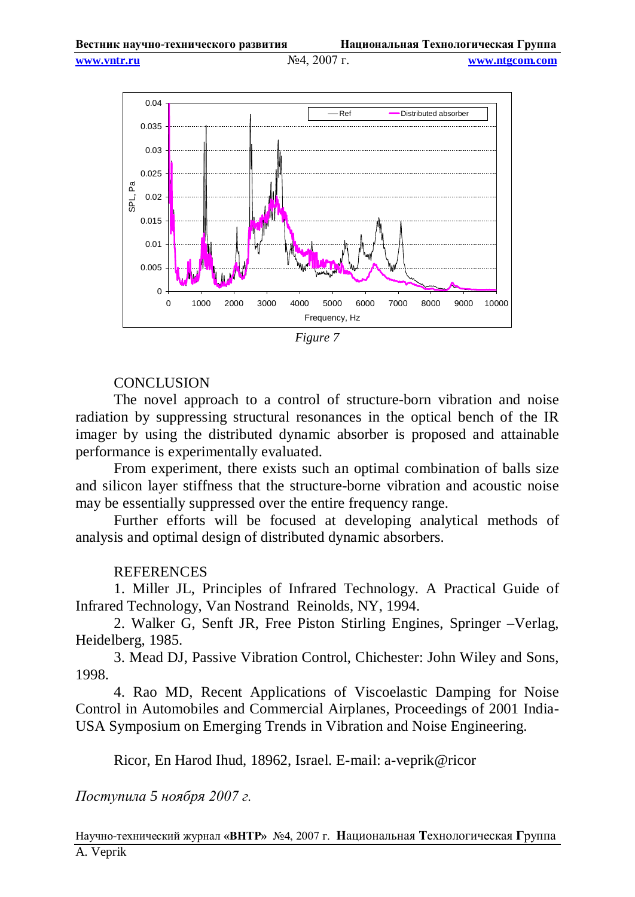0.04
0.035
0.03
0.025
0.02
0.015
0.01
0.005
0
SPL, Pa
0 1000 2000 3000 4000 5000 6000 7000 8000 9000 10000
Frequency, Hz
Ref
Distributed absorber

*Figure 7*

CONCLUSION

The novel approach to a control of structure-born vibration and noise radiation by suppressing structural resonances in the optical bench of the IR imager by using the distributed dynamic absorber is proposed and attainable performance is experimentally evaluated.

From experiment, there exists such an optimal combination of balls size and silicon layer stiffness that the structure-borne vibration and acoustic noise may be essentially suppressed over the entire frequency range.

Further efforts will be focused at developing analytical methods of analysis and optimal design of distributed dynamic absorbers.

REFERENCES

1. Miller JL, Principles of Infrared Technology. A Practical Guide of Infrared Technology, Van Nostrand Reinolds, NY, 1994.

2. Walker G, Senft JR, Free Piston Stirling Engines, Springer –Verlag, Heidelberg, 1985.

3. Mead DJ, Passive Vibration Control, Chichester: John Wiley and Sons, 1998.

4. Rao MD, Recent Applications of Viscoelastic Damping for Noise Control in Automobiles and Commercial Airplanes, Proceedings of 2001 India-USA Symposium on Emerging Trends in Vibration and Noise Engineering.

Ricor, En Harod Ihud, 18962, Israel. E-mail: a-veprik@ricor

*Поступила 5 ноября 2007 г.*